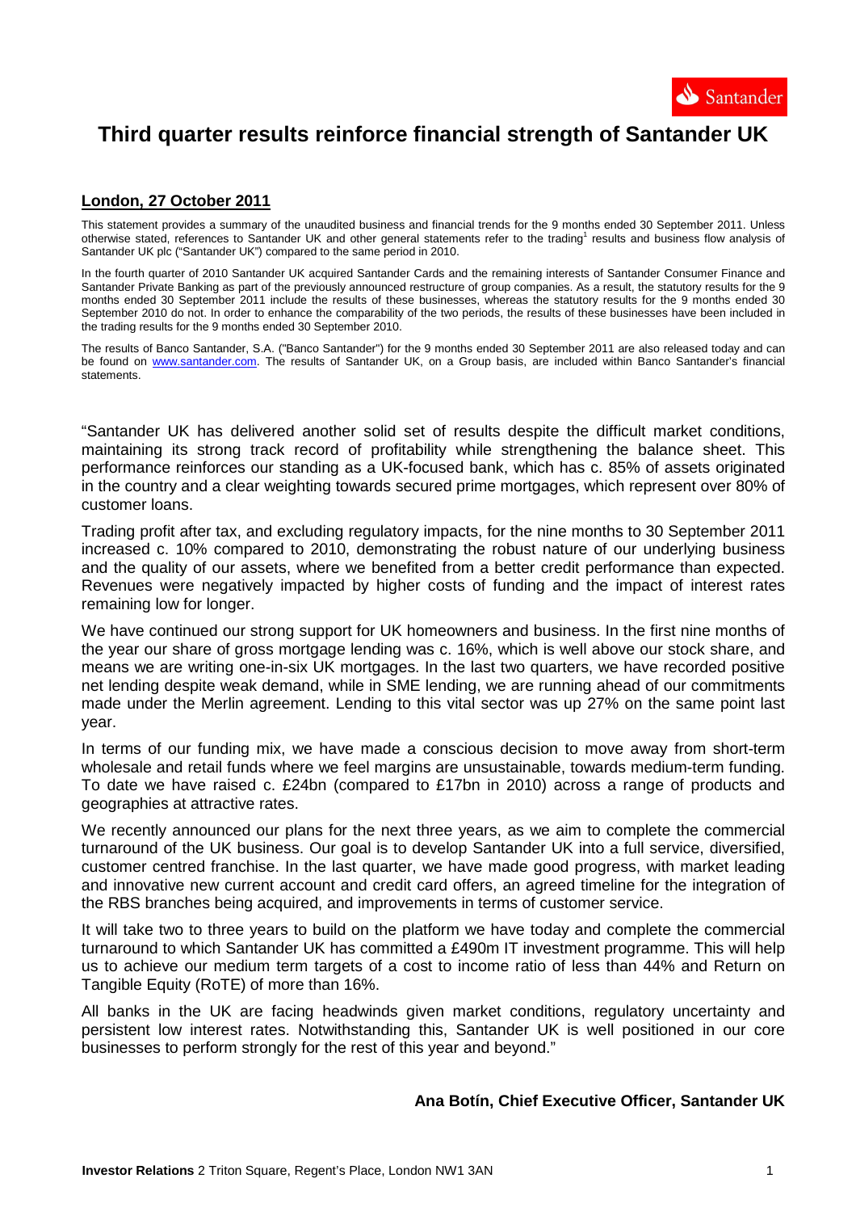# Third quarter results reinforce financial strength of Santander UK

**London, 27 October 2011**

This statement provides a summary of the unaudited business and financial trends for the 9 months ended 30 September 2011. Unless otherwise stated, references to Santander UK and other general statements refer to the trading[1] results and business flow analysis of Santander UK plc ("Santander UK") compared to the same period in 2010.

In the fourth quarter of 2010 Santander UK acquired Santander Cards and the remaining interests of Santander Consumer Finance and Santander Private Banking as part of the previously announced restructure of group companies. As a result, the statutory results for the 9 months ended 30 September 2011 include the results of these businesses, whereas the statutory results for the 9 months ended 30 September 2010 do not. In order to enhance the comparability of the two periods, the results of these businesses have been included in the trading results for the 9 months ended 30 September 2010.

The results of Banco Santander, S.A. ("Banco Santander") for the 9 months ended 30 September 2011 are also released today and can be found on www.santander.com. The results of Santander UK, on a Group basis, are included within Banco Santander's financial statements.

"Santander UK has delivered another solid set of results despite the difficult market conditions, maintaining its strong track record of profitability while strengthening the balance sheet. This performance reinforces our standing as a UK-focused bank, which has c. 85% of assets originated in the country and a clear weighting towards secured prime mortgages, which represent over 80% of customer loans.

Trading profit after tax, and excluding regulatory impacts, for the nine months to 30 September 2011 increased c. 10% compared to 2010, demonstrating the robust nature of our underlying business and the quality of our assets, where we benefited from a better credit performance than expected. Revenues were negatively impacted by higher costs of funding and the impact of interest rates remaining low for longer.

We have continued our strong support for UK homeowners and business. In the first nine months of the year our share of gross mortgage lending was c. 16%, which is well above our stock share, and means we are writing one-in-six UK mortgages. In the last two quarters, we have recorded positive net lending despite weak demand, while in SME lending, we are running ahead of our commitments made under the Merlin agreement. Lending to this vital sector was up 27% on the same point last year.

In terms of our funding mix, we have made a conscious decision to move away from short-term wholesale and retail funds where we feel margins are unsustainable, towards medium-term funding. To date we have raised c. £24bn (compared to £17bn in 2010) across a range of products and geographies at attractive rates.

We recently announced our plans for the next three years, as we aim to complete the commercial turnaround of the UK business. Our goal is to develop Santander UK into a full service, diversified, customer centred franchise. In the last quarter, we have made good progress, with market leading and innovative new current account and credit card offers, an agreed timeline for the integration of the RBS branches being acquired, and improvements in terms of customer service.

It will take two to three years to build on the platform we have today and complete the commercial turnaround to which Santander UK has committed a £490m IT investment programme. This will help us to achieve our medium term targets of a cost to income ratio of less than 44% and Return on Tangible Equity (RoTE) of more than 16%.

All banks in the UK are facing headwinds given market conditions, regulatory uncertainty and persistent low interest rates. Notwithstanding this, Santander UK is well positioned in our core businesses to perform strongly for the rest of this year and beyond."

**Ana Botín, Chief Executive Officer, Santander UK**

**Investor Relations** 2 Triton Square, Regent's Place, London NW1 3AN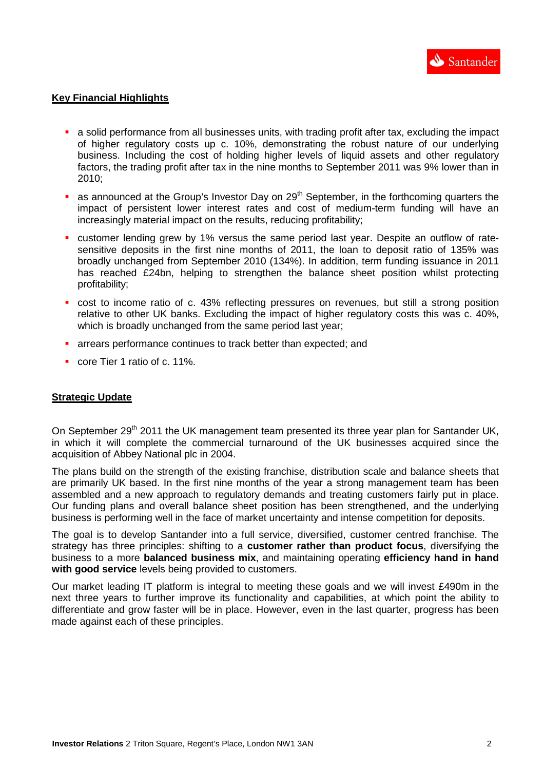## Key Financial Highlights

- a solid performance from all businesses units, with trading profit after tax, excluding the impact of higher regulatory costs up c. 10%, demonstrating the robust nature of our underlying business. Including the cost of holding higher levels of liquid assets and other regulatory factors, the trading profit after tax in the nine months to September 2011 was 9% lower than in 2010;
- as announced at the Group's Investor Day on 29th September, in the forthcoming quarters the impact of persistent lower interest rates and cost of medium-term funding will have an increasingly material impact on the results, reducing profitability;
- customer lending grew by 1% versus the same period last year. Despite an outflow of rate-sensitive deposits in the first nine months of 2011, the loan to deposit ratio of 135% was broadly unchanged from September 2010 (134%). In addition, term funding issuance in 2011 has reached £24bn, helping to strengthen the balance sheet position whilst protecting profitability;
- cost to income ratio of c. 43% reflecting pressures on revenues, but still a strong position relative to other UK banks. Excluding the impact of higher regulatory costs this was c. 40%, which is broadly unchanged from the same period last year;
- arrears performance continues to track better than expected; and
- core Tier 1 ratio of c. 11%.

## Strategic Update

On September 29th 2011 the UK management team presented its three year plan for Santander UK, in which it will complete the commercial turnaround of the UK businesses acquired since the acquisition of Abbey National plc in 2004.

The plans build on the strength of the existing franchise, distribution scale and balance sheets that are primarily UK based. In the first nine months of the year a strong management team has been assembled and a new approach to regulatory demands and treating customers fairly put in place. Our funding plans and overall balance sheet position has been strengthened, and the underlying business is performing well in the face of market uncertainty and intense competition for deposits.

The goal is to develop Santander into a full service, diversified, customer centred franchise. The strategy has three principles: shifting to a **customer rather than product focus**, diversifying the business to a more **balanced business mix**, and maintaining operating **efficiency hand in hand with good service** levels being provided to customers.

Our market leading IT platform is integral to meeting these goals and we will invest £490m in the next three years to further improve its functionality and capabilities, at which point the ability to differentiate and grow faster will be in place. However, even in the last quarter, progress has been made against each of these principles.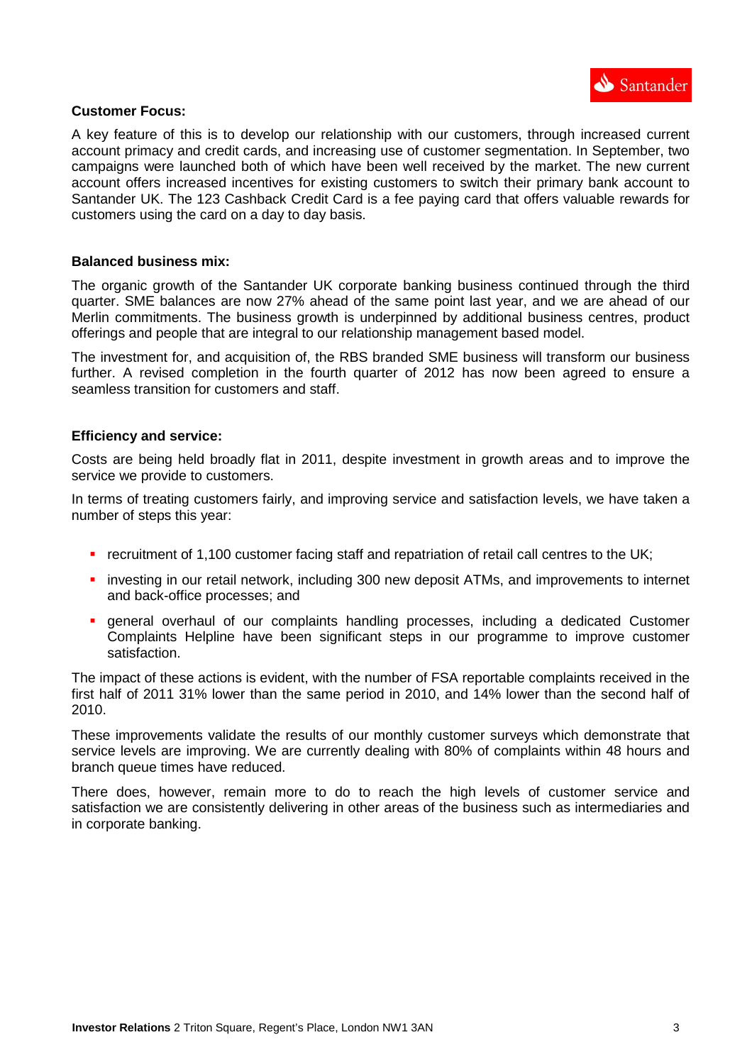**Customer Focus:**

A key feature of this is to develop our relationship with our customers, through increased current account primacy and credit cards, and increasing use of customer segmentation. In September, two campaigns were launched both of which have been well received by the market. The new current account offers increased incentives for existing customers to switch their primary bank account to Santander UK. The 123 Cashback Credit Card is a fee paying card that offers valuable rewards for customers using the card on a day to day basis.

**Balanced business mix:**

The organic growth of the Santander UK corporate banking business continued through the third quarter. SME balances are now 27% ahead of the same point last year, and we are ahead of our Merlin commitments. The business growth is underpinned by additional business centres, product offerings and people that are integral to our relationship management based model.

The investment for, and acquisition of, the RBS branded SME business will transform our business further. A revised completion in the fourth quarter of 2012 has now been agreed to ensure a seamless transition for customers and staff.

**Efficiency and service:**

Costs are being held broadly flat in 2011, despite investment in growth areas and to improve the service we provide to customers.

In terms of treating customers fairly, and improving service and satisfaction levels, we have taken a number of steps this year:

- recruitment of 1,100 customer facing staff and repatriation of retail call centres to the UK;
- investing in our retail network, including 300 new deposit ATMs, and improvements to internet and back-office processes; and
- general overhaul of our complaints handling processes, including a dedicated Customer Complaints Helpline have been significant steps in our programme to improve customer satisfaction.

The impact of these actions is evident, with the number of FSA reportable complaints received in the first half of 2011 31% lower than the same period in 2010, and 14% lower than the second half of 2010.

These improvements validate the results of our monthly customer surveys which demonstrate that service levels are improving. We are currently dealing with 80% of complaints within 48 hours and branch queue times have reduced.

There does, however, remain more to do to reach the high levels of customer service and satisfaction we are consistently delivering in other areas of the business such as intermediaries and in corporate banking.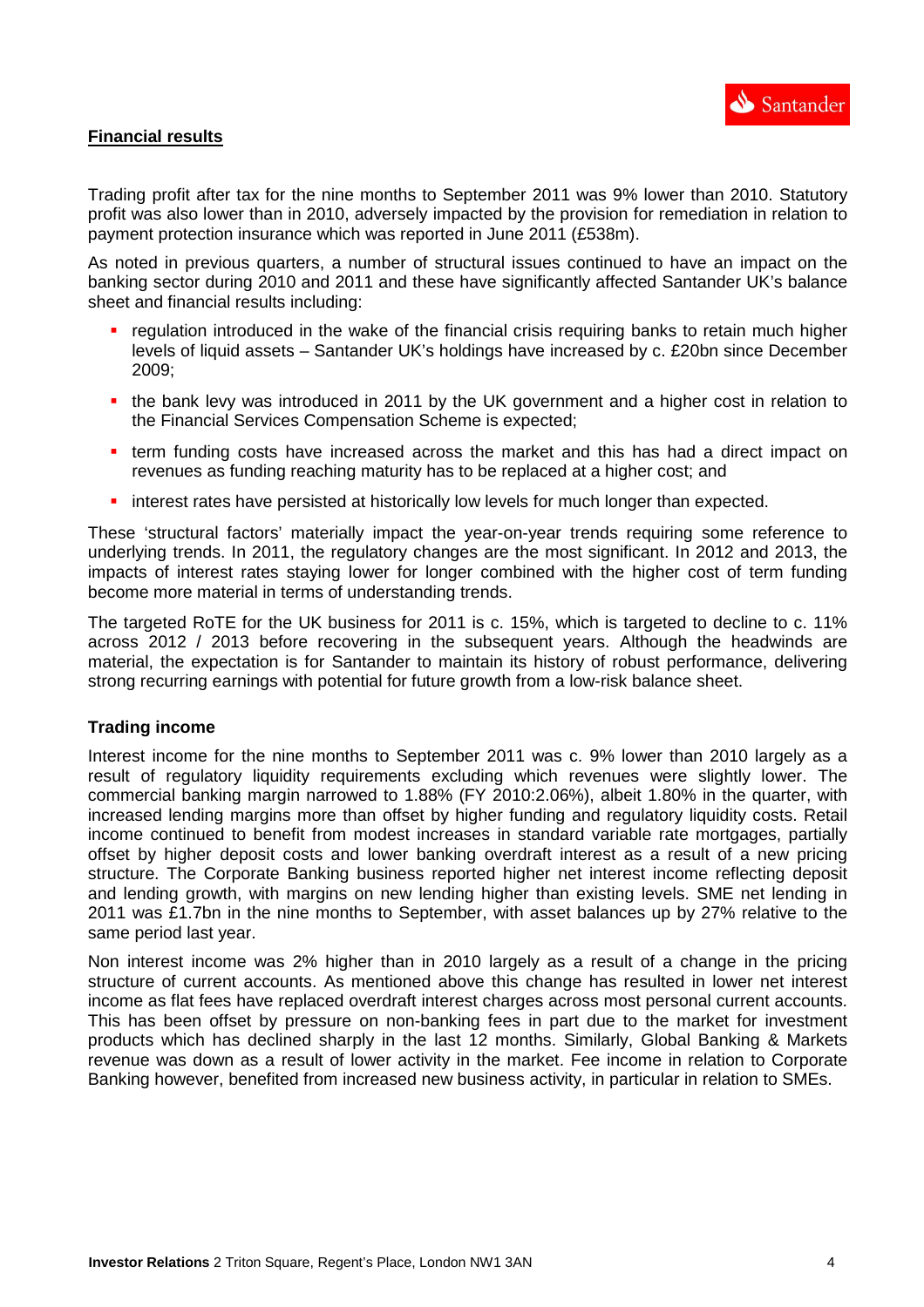## Financial results

Trading profit after tax for the nine months to September 2011 was 9% lower than 2010. Statutory profit was also lower than in 2010, adversely impacted by the provision for remediation in relation to payment protection insurance which was reported in June 2011 (£538m).

As noted in previous quarters, a number of structural issues continued to have an impact on the banking sector during 2010 and 2011 and these have significantly affected Santander UK's balance sheet and financial results including:

- regulation introduced in the wake of the financial crisis requiring banks to retain much higher levels of liquid assets – Santander UK's holdings have increased by c. £20bn since December 2009;
- the bank levy was introduced in 2011 by the UK government and a higher cost in relation to the Financial Services Compensation Scheme is expected;
- term funding costs have increased across the market and this has had a direct impact on revenues as funding reaching maturity has to be replaced at a higher cost; and
- interest rates have persisted at historically low levels for much longer than expected.

These 'structural factors' materially impact the year-on-year trends requiring some reference to underlying trends. In 2011, the regulatory changes are the most significant. In 2012 and 2013, the impacts of interest rates staying lower for longer combined with the higher cost of term funding become more material in terms of understanding trends.

The targeted RoTE for the UK business for 2011 is c. 15%, which is targeted to decline to c. 11% across 2012 / 2013 before recovering in the subsequent years. Although the headwinds are material, the expectation is for Santander to maintain its history of robust performance, delivering strong recurring earnings with potential for future growth from a low-risk balance sheet.

### Trading income

Interest income for the nine months to September 2011 was c. 9% lower than 2010 largely as a result of regulatory liquidity requirements excluding which revenues were slightly lower. The commercial banking margin narrowed to 1.88% (FY 2010:2.06%), albeit 1.80% in the quarter, with increased lending margins more than offset by higher funding and regulatory liquidity costs. Retail income continued to benefit from modest increases in standard variable rate mortgages, partially offset by higher deposit costs and lower banking overdraft interest as a result of a new pricing structure. The Corporate Banking business reported higher net interest income reflecting deposit and lending growth, with margins on new lending higher than existing levels. SME net lending in 2011 was £1.7bn in the nine months to September, with asset balances up by 27% relative to the same period last year.

Non interest income was 2% higher than in 2010 largely as a result of a change in the pricing structure of current accounts. As mentioned above this change has resulted in lower net interest income as flat fees have replaced overdraft interest charges across most personal current accounts. This has been offset by pressure on non-banking fees in part due to the market for investment products which has declined sharply in the last 12 months. Similarly, Global Banking & Markets revenue was down as a result of lower activity in the market. Fee income in relation to Corporate Banking however, benefited from increased new business activity, in particular in relation to SMEs.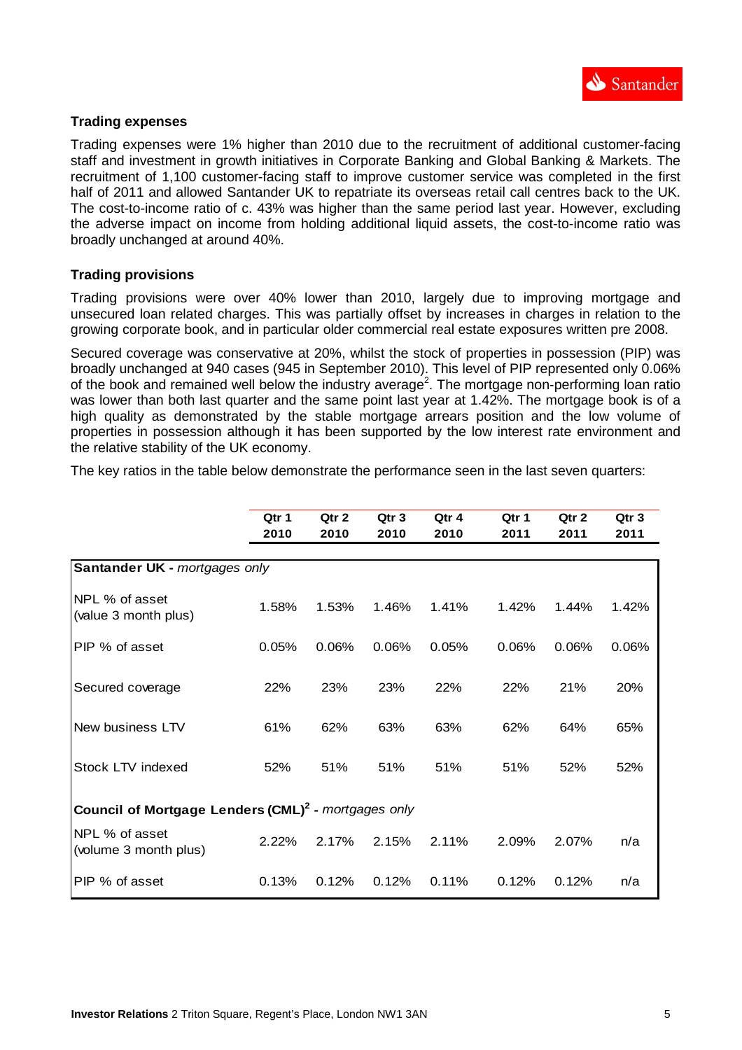### Trading expenses

Trading expenses were 1% higher than 2010 due to the recruitment of additional customer-facing staff and investment in growth initiatives in Corporate Banking and Global Banking & Markets. The recruitment of 1,100 customer-facing staff to improve customer service was completed in the first half of 2011 and allowed Santander UK to repatriate its overseas retail call centres back to the UK. The cost-to-income ratio of c. 43% was higher than the same period last year. However, excluding the adverse impact on income from holding additional liquid assets, the cost-to-income ratio was broadly unchanged at around 40%.

### Trading provisions

Trading provisions were over 40% lower than 2010, largely due to improving mortgage and unsecured loan related charges. This was partially offset by increases in charges in relation to the growing corporate book, and in particular older commercial real estate exposures written pre 2008.

Secured coverage was conservative at 20%, whilst the stock of properties in possession (PIP) was broadly unchanged at 940 cases (945 in September 2010). This level of PIP represented only 0.06% of the book and remained well below the industry average[2]. The mortgage non-performing loan ratio was lower than both last quarter and the same point last year at 1.42%. The mortgage book is of a high quality as demonstrated by the stable mortgage arrears position and the low volume of properties in possession although it has been supported by the low interest rate environment and the relative stability of the UK economy.

The key ratios in the table below demonstrate the performance seen in the last seven quarters:

| | Qtr 1 2010 | Qtr 2 2010 | Qtr 3 2010 | Qtr 4 2010 | Qtr 1 2011 | Qtr 2 2011 | Qtr 3 2011 |
|---|---|---|---|---|---|---|---|
| **Santander UK -** *mortgages only* | | | | | | | |
| NPL % of asset (value 3 month plus) | 1.58% | 1.53% | 1.46% | 1.41% | 1.42% | 1.44% | 1.42% |
| PIP % of asset | 0.05% | 0.06% | 0.06% | 0.05% | 0.06% | 0.06% | 0.06% |
| Secured coverage | 22% | 23% | 23% | 22% | 22% | 21% | 20% |
| New business LTV | 61% | 62% | 63% | 63% | 62% | 64% | 65% |
| Stock LTV indexed | 52% | 51% | 51% | 51% | 51% | 52% | 52% |
| **Council of Mortgage Lenders (CML)[2] -** *mortgages only* | | | | | | | |
| NPL % of asset (volume 3 month plus) | 2.22% | 2.17% | 2.15% | 2.11% | 2.09% | 2.07% | n/a |
| PIP % of asset | 0.13% | 0.12% | 0.12% | 0.11% | 0.12% | 0.12% | n/a |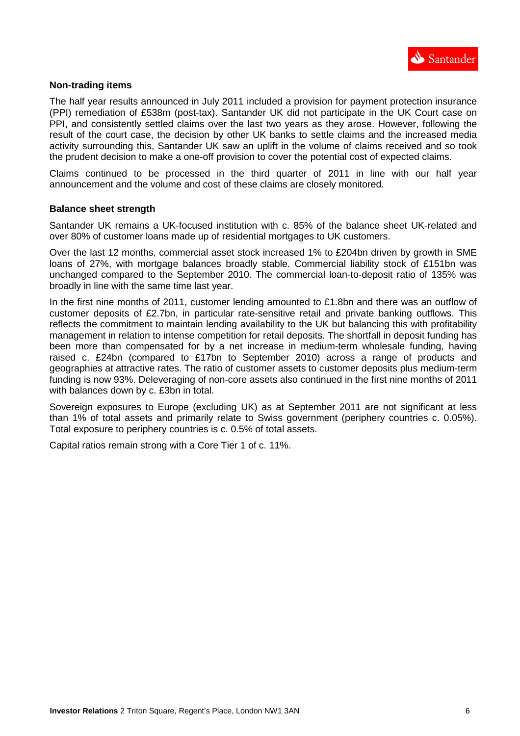### Non-trading items

The half year results announced in July 2011 included a provision for payment protection insurance (PPI) remediation of £538m (post-tax). Santander UK did not participate in the UK Court case on PPI, and consistently settled claims over the last two years as they arose. However, following the result of the court case, the decision by other UK banks to settle claims and the increased media activity surrounding this, Santander UK saw an uplift in the volume of claims received and so took the prudent decision to make a one-off provision to cover the potential cost of expected claims.

Claims continued to be processed in the third quarter of 2011 in line with our half year announcement and the volume and cost of these claims are closely monitored.

### Balance sheet strength

Santander UK remains a UK-focused institution with c. 85% of the balance sheet UK-related and over 80% of customer loans made up of residential mortgages to UK customers.

Over the last 12 months, commercial asset stock increased 1% to £204bn driven by growth in SME loans of 27%, with mortgage balances broadly stable. Commercial liability stock of £151bn was unchanged compared to the September 2010. The commercial loan-to-deposit ratio of 135% was broadly in line with the same time last year.

In the first nine months of 2011, customer lending amounted to £1.8bn and there was an outflow of customer deposits of £2.7bn, in particular rate-sensitive retail and private banking outflows. This reflects the commitment to maintain lending availability to the UK but balancing this with profitability management in relation to intense competition for retail deposits. The shortfall in deposit funding has been more than compensated for by a net increase in medium-term wholesale funding, having raised c. £24bn (compared to £17bn to September 2010) across a range of products and geographies at attractive rates. The ratio of customer assets to customer deposits plus medium-term funding is now 93%. Deleveraging of non-core assets also continued in the first nine months of 2011 with balances down by c. £3bn in total.

Sovereign exposures to Europe (excluding UK) as at September 2011 are not significant at less than 1% of total assets and primarily relate to Swiss government (periphery countries c. 0.05%). Total exposure to periphery countries is c. 0.5% of total assets.

Capital ratios remain strong with a Core Tier 1 of c. 11%.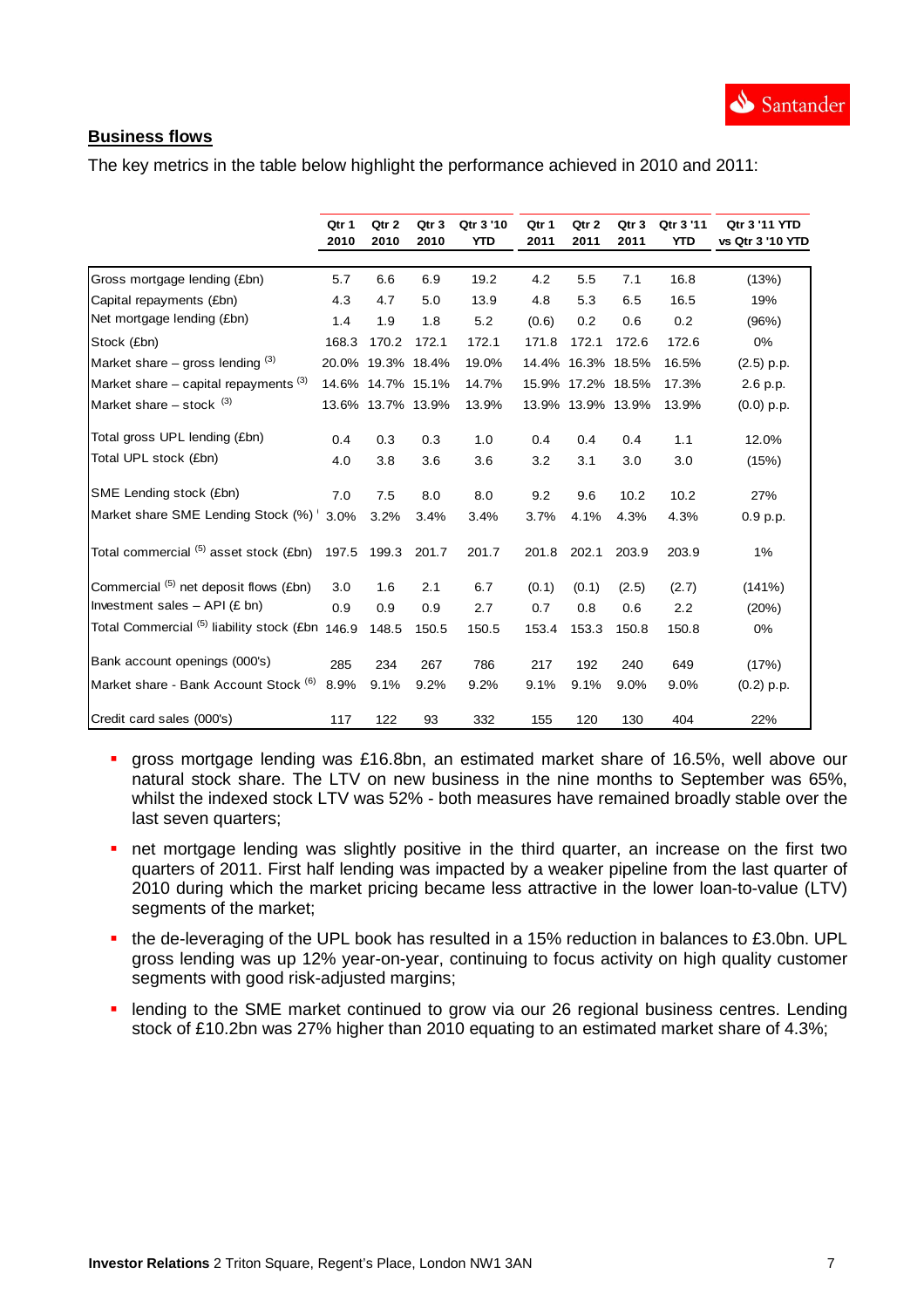## Business flows

The key metrics in the table below highlight the performance achieved in 2010 and 2011:

| | Qtr 1 2010 | Qtr 2 2010 | Qtr 3 2010 | Qtr 3 '10 YTD | Qtr 1 2011 | Qtr 2 2011 | Qtr 3 2011 | Qtr 3 '11 YTD | Qtr 3 '11 YTD vs Qtr 3 '10 YTD |
|---|---|---|---|---|---|---|---|---|---|
| Gross mortgage lending (£bn) | 5.7 | 6.6 | 6.9 | 19.2 | 4.2 | 5.5 | 7.1 | 16.8 | (13%) |
| Capital repayments (£bn) | 4.3 | 4.7 | 5.0 | 13.9 | 4.8 | 5.3 | 6.5 | 16.5 | 19% |
| Net mortgage lending (£bn) | 1.4 | 1.9 | 1.8 | 5.2 | (0.6) | 0.2 | 0.6 | 0.2 | (96%) |
| Stock (£bn) | 168.3 | 170.2 | 172.1 | 172.1 | 171.8 | 172.1 | 172.6 | 172.6 | 0% |
| Market share – gross lending [3] | 20.0% | 19.3% | 18.4% | 19.0% | 14.4% | 16.3% | 18.5% | 16.5% | (2.5) p.p. |
| Market share – capital repayments [3] | 14.6% | 14.7% | 15.1% | 14.7% | 15.9% | 17.2% | 18.5% | 17.3% | 2.6 p.p. |
| Market share – stock [3] | 13.6% | 13.7% | 13.9% | 13.9% | 13.9% | 13.9% | 13.9% | 13.9% | (0.0) p.p. |
| Total gross UPL lending (£bn) | 0.4 | 0.3 | 0.3 | 1.0 | 0.4 | 0.4 | 0.4 | 1.1 | 12.0% |
| Total UPL stock (£bn) | 4.0 | 3.8 | 3.6 | 3.6 | 3.2 | 3.1 | 3.0 | 3.0 | (15%) |
| SME Lending stock (£bn) | 7.0 | 7.5 | 8.0 | 8.0 | 9.2 | 9.6 | 10.2 | 10.2 | 27% |
| Market share SME Lending Stock (%) | 3.0% | 3.2% | 3.4% | 3.4% | 3.7% | 4.1% | 4.3% | 4.3% | 0.9 p.p. |
| Total commercial [5] asset stock (£bn) | 197.5 | 199.3 | 201.7 | 201.7 | 201.8 | 202.1 | 203.9 | 203.9 | 1% |
| Commercial [5] net deposit flows (£bn) | 3.0 | 1.6 | 2.1 | 6.7 | (0.1) | (0.1) | (2.5) | (2.7) | (141%) |
| Investment sales – API (£ bn) | 0.9 | 0.9 | 0.9 | 2.7 | 0.7 | 0.8 | 0.6 | 2.2 | (20%) |
| Total Commercial [5] liability stock (£bn) | 146.9 | 148.5 | 150.5 | 150.5 | 153.4 | 153.3 | 150.8 | 150.8 | 0% |
| Bank account openings (000's) | 285 | 234 | 267 | 786 | 217 | 192 | 240 | 649 | (17%) |
| Market share - Bank Account Stock [6] | 8.9% | 9.1% | 9.2% | 9.2% | 9.1% | 9.1% | 9.0% | 9.0% | (0.2) p.p. |
| Credit card sales (000's) | 117 | 122 | 93 | 332 | 155 | 120 | 130 | 404 | 22% |

- gross mortgage lending was £16.8bn, an estimated market share of 16.5%, well above our natural stock share. The LTV on new business in the nine months to September was 65%, whilst the indexed stock LTV was 52% - both measures have remained broadly stable over the last seven quarters;
- net mortgage lending was slightly positive in the third quarter, an increase on the first two quarters of 2011. First half lending was impacted by a weaker pipeline from the last quarter of 2010 during which the market pricing became less attractive in the lower loan-to-value (LTV) segments of the market;
- the de-leveraging of the UPL book has resulted in a 15% reduction in balances to £3.0bn. UPL gross lending was up 12% year-on-year, continuing to focus activity on high quality customer segments with good risk-adjusted margins;
- lending to the SME market continued to grow via our 26 regional business centres. Lending stock of £10.2bn was 27% higher than 2010 equating to an estimated market share of 4.3%;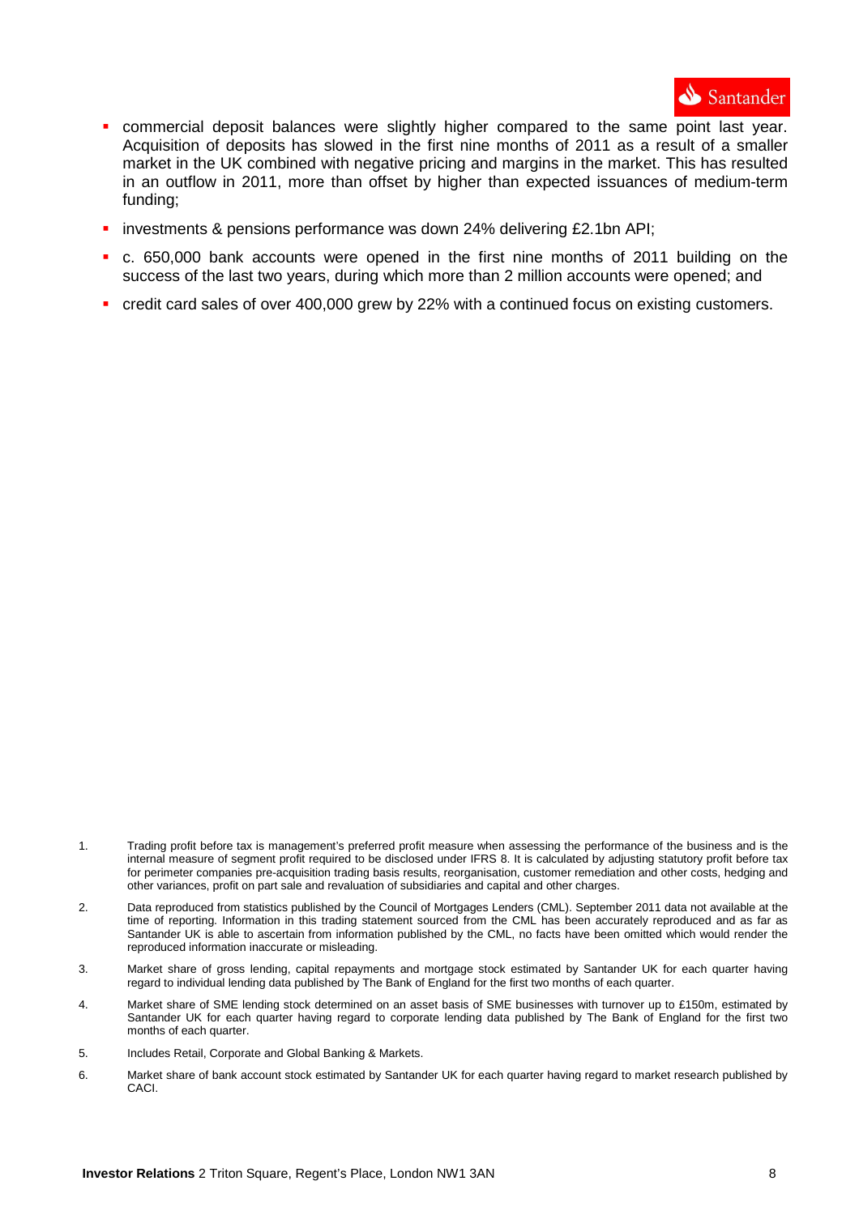- commercial deposit balances were slightly higher compared to the same point last year. Acquisition of deposits has slowed in the first nine months of 2011 as a result of a smaller market in the UK combined with negative pricing and margins in the market. This has resulted in an outflow in 2011, more than offset by higher than expected issuances of medium-term funding;
- investments & pensions performance was down 24% delivering £2.1bn API;
- c. 650,000 bank accounts were opened in the first nine months of 2011 building on the success of the last two years, during which more than 2 million accounts were opened; and
- credit card sales of over 400,000 grew by 22% with a continued focus on existing customers.

1. Trading profit before tax is management's preferred profit measure when assessing the performance of the business and is the internal measure of segment profit required to be disclosed under IFRS 8. It is calculated by adjusting statutory profit before tax for perimeter companies pre-acquisition trading basis results, reorganisation, customer remediation and other costs, hedging and other variances, profit on part sale and revaluation of subsidiaries and capital and other charges.
2. Data reproduced from statistics published by the Council of Mortgages Lenders (CML). September 2011 data not available at the time of reporting. Information in this trading statement sourced from the CML has been accurately reproduced and as far as Santander UK is able to ascertain from information published by the CML, no facts have been omitted which would render the reproduced information inaccurate or misleading.
3. Market share of gross lending, capital repayments and mortgage stock estimated by Santander UK for each quarter having regard to individual lending data published by The Bank of England for the first two months of each quarter.
4. Market share of SME lending stock determined on an asset basis of SME businesses with turnover up to £150m, estimated by Santander UK for each quarter having regard to corporate lending data published by The Bank of England for the first two months of each quarter.
5. Includes Retail, Corporate and Global Banking & Markets.
6. Market share of bank account stock estimated by Santander UK for each quarter having regard to market research published by CACI.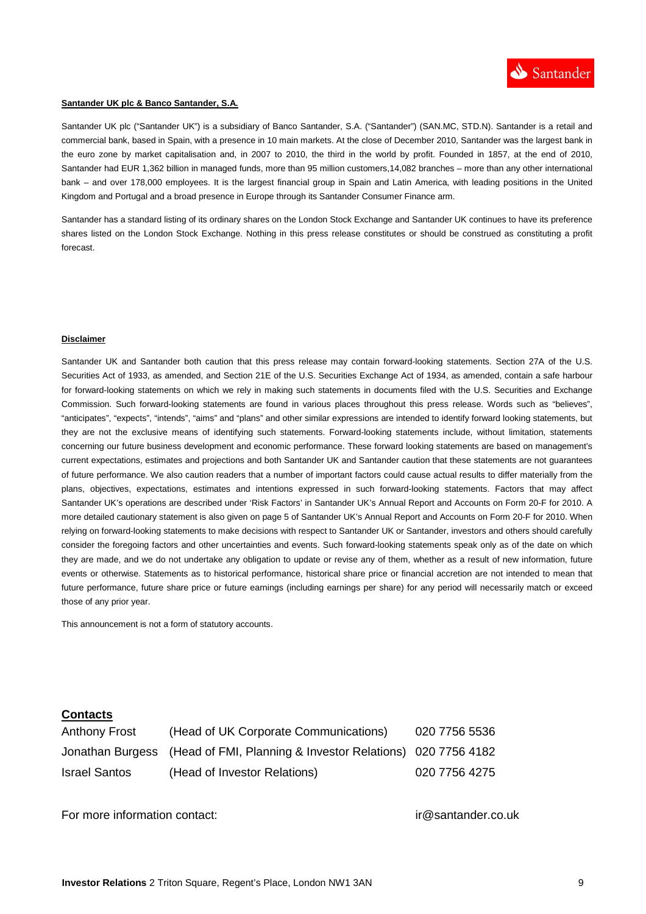**Santander UK plc & Banco Santander, S.A.**

Santander UK plc ("Santander UK") is a subsidiary of Banco Santander, S.A. ("Santander") (SAN.MC, STD.N). Santander is a retail and commercial bank, based in Spain, with a presence in 10 main markets. At the close of December 2010, Santander was the largest bank in the euro zone by market capitalisation and, in 2007 to 2010, the third in the world by profit. Founded in 1857, at the end of 2010, Santander had EUR 1,362 billion in managed funds, more than 95 million customers,14,082 branches – more than any other international bank – and over 178,000 employees. It is the largest financial group in Spain and Latin America, with leading positions in the United Kingdom and Portugal and a broad presence in Europe through its Santander Consumer Finance arm.

Santander has a standard listing of its ordinary shares on the London Stock Exchange and Santander UK continues to have its preference shares listed on the London Stock Exchange. Nothing in this press release constitutes or should be construed as constituting a profit forecast.

**Disclaimer**

Santander UK and Santander both caution that this press release may contain forward-looking statements. Section 27A of the U.S. Securities Act of 1933, as amended, and Section 21E of the U.S. Securities Exchange Act of 1934, as amended, contain a safe harbour for forward-looking statements on which we rely in making such statements in documents filed with the U.S. Securities and Exchange Commission. Such forward-looking statements are found in various places throughout this press release. Words such as "believes", "anticipates", "expects", "intends", "aims" and "plans" and other similar expressions are intended to identify forward looking statements, but they are not the exclusive means of identifying such statements. Forward-looking statements include, without limitation, statements concerning our future business development and economic performance. These forward looking statements are based on management's current expectations, estimates and projections and both Santander UK and Santander caution that these statements are not guarantees of future performance. We also caution readers that a number of important factors could cause actual results to differ materially from the plans, objectives, expectations, estimates and intentions expressed in such forward-looking statements. Factors that may affect Santander UK's operations are described under 'Risk Factors' in Santander UK's Annual Report and Accounts on Form 20-F for 2010. A more detailed cautionary statement is also given on page 5 of Santander UK's Annual Report and Accounts on Form 20-F for 2010. When relying on forward-looking statements to make decisions with respect to Santander UK or Santander, investors and others should carefully consider the foregoing factors and other uncertainties and events. Such forward-looking statements speak only as of the date on which they are made, and we do not undertake any obligation to update or revise any of them, whether as a result of new information, future events or otherwise. Statements as to historical performance, historical share price or financial accretion are not intended to mean that future performance, future share price or future earnings (including earnings per share) for any period will necessarily match or exceed those of any prior year.

This announcement is not a form of statutory accounts.

**Contacts**

| | | |
|---|---|---|
| Anthony Frost | (Head of UK Corporate Communications) | 020 7756 5536 |
| Jonathan Burgess | (Head of FMI, Planning & Investor Relations) | 020 7756 4182 |
| Israel Santos | (Head of Investor Relations) | 020 7756 4275 |

For more information contact: ir@santander.co.uk

**Investor Relations** 2 Triton Square, Regent's Place, London NW1 3AN